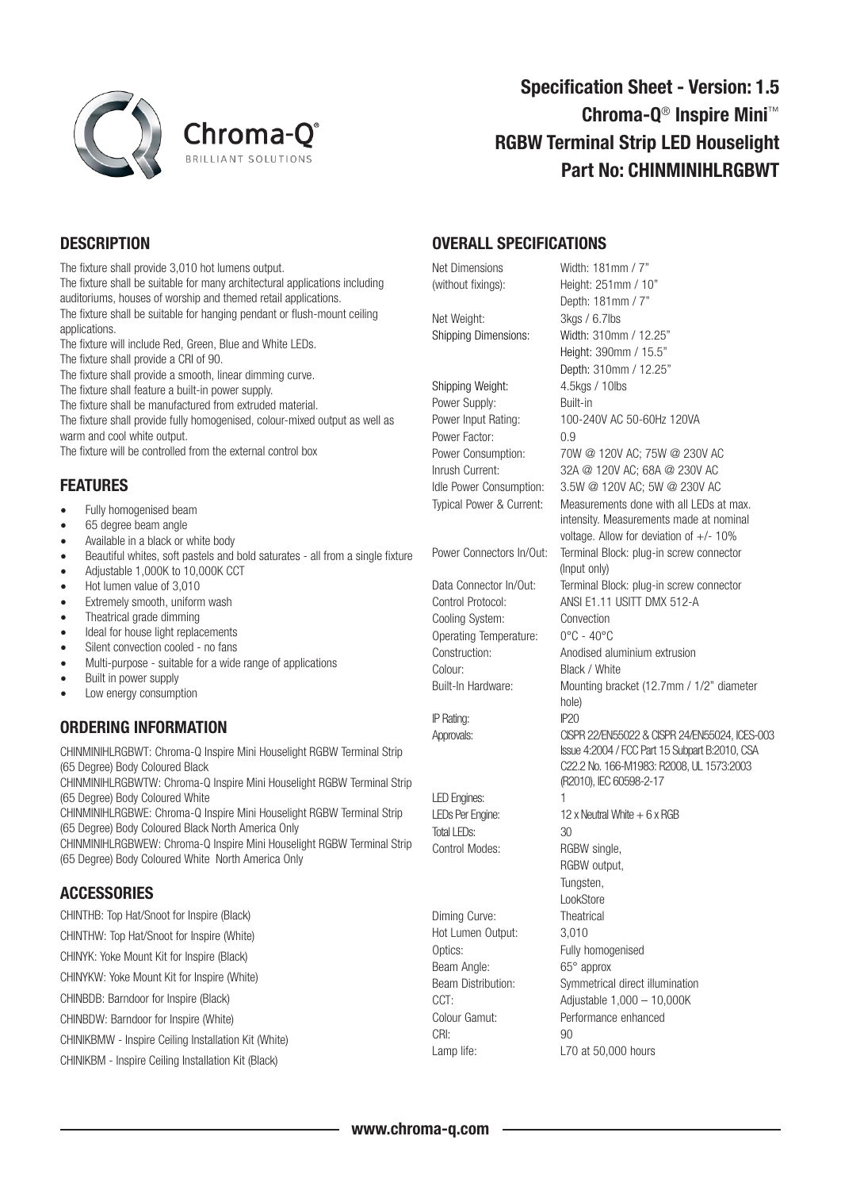# Specification Sheet - Version: 1.5

## Chroma-Q® Inspire Mini™ RGBW Terminal Strip LED Houselight

## Part No: CHINMINIHLRGBWT

## DESCRIPTION

The fixture shall provide 3,010 hot lumens output.
The fixture shall be suitable for many architectural applications including auditoriums, houses of worship and themed retail applications.
The fixture shall be suitable for hanging pendant or flush-mount ceiling applications.
The fixture will include Red, Green, Blue and White LEDs.
The fixture shall provide a CRI of 90.
The fixture shall provide a smooth, linear dimming curve.
The fixture shall feature a built-in power supply.
The fixture shall be manufactured from extruded material.
The fixture shall provide fully homogenised, colour-mixed output as well as warm and cool white output.
The fixture will be controlled from the external control box

## FEATURES

- Fully homogenised beam
- 65 degree beam angle
- Available in a black or white body
- Beautiful whites, soft pastels and bold saturates - all from a single fixture
- Adjustable 1,000K to 10,000K CCT
- Hot lumen value of 3,010
- Extremely smooth, uniform wash
- Theatrical grade dimming
- Ideal for house light replacements
- Silent convection cooled - no fans
- Multi-purpose - suitable for a wide range of applications
- Built in power supply
- Low energy consumption

## ORDERING INFORMATION

CHINMINIHLRGBWT: Chroma-Q Inspire Mini Houselight RGBW Terminal Strip (65 Degree) Body Coloured Black
CHINMINIHLRGBWTW: Chroma-Q Inspire Mini Houselight RGBW Terminal Strip (65 Degree) Body Coloured White
CHINMINIHLRGBWE: Chroma-Q Inspire Mini Houselight RGBW Terminal Strip (65 Degree) Body Coloured Black North America Only
CHINMINIHLRGBWEW: Chroma-Q Inspire Mini Houselight RGBW Terminal Strip (65 Degree) Body Coloured White North America Only

## ACCESSORIES

CHINTHB: Top Hat/Snoot for Inspire (Black)

CHINTHW: Top Hat/Snoot for Inspire (White)

CHINYK: Yoke Mount Kit for Inspire (Black)

CHINYKW: Yoke Mount Kit for Inspire (White)

CHINBDB: Barndoor for Inspire (Black)

CHINBDW: Barndoor for Inspire (White)

CHINIKBMW - Inspire Ceiling Installation Kit (White)

CHINIKBM - Inspire Ceiling Installation Kit (Black)

## OVERALL SPECIFICATIONS

| | |
|---|---|
| Net Dimensions (without fixings): | Width: 181mm / 7"<br>Height: 251mm / 10"<br>Depth: 181mm / 7" |
| Net Weight: | 3kgs / 6.7lbs |
| Shipping Dimensions: | Width: 310mm / 12.25"<br>Height: 390mm / 15.5"<br>Depth: 310mm / 12.25" |
| Shipping Weight: | 4.5kgs / 10lbs |
| Power Supply: | Built-in |
| Power Input Rating: | 100-240V AC 50-60Hz 120VA |
| Power Factor: | 0.9 |
| Power Consumption: | 70W @ 120V AC; 75W @ 230V AC |
| Inrush Current: | 32A @ 120V AC; 68A @ 230V AC |
| Idle Power Consumption: | 3.5W @ 120V AC; 5W @ 230V AC |
| Typical Power & Current: | Measurements done with all LEDs at max. intensity. Measurements made at nominal voltage. Allow for deviation of +/- 10% |
| Power Connectors In/Out: | Terminal Block: plug-in screw connector (Input only) |
| Data Connector In/Out: | Terminal Block: plug-in screw connector |
| Control Protocol: | ANSI E1.11 USITT DMX 512-A |
| Cooling System: | Convection |
| Operating Temperature: | 0°C - 40°C |
| Construction: | Anodised aluminium extrusion |
| Colour: | Black / White |
| Built-In Hardware: | Mounting bracket (12.7mm / 1/2" diameter hole) |
| IP Rating: | IP20 |
| Approvals: | CISPR 22/EN55022 & CISPR 24/EN55024, ICES-003 Issue 4:2004 / FCC Part 15 Subpart B:2010, CSA C22.2 No. 166-M1983: R2008, UL 1573:2003 (R2010), IEC 60598-2-17 |
| LED Engines: | 1 |
| LEDs Per Engine: | 12 x Neutral White + 6 x RGB |
| Total LEDs: | 30 |
| Control Modes: | RGBW single,<br>RGBW output,<br>Tungsten,<br>LookStore |
| Diming Curve: | Theatrical |
| Hot Lumen Output: | 3,010 |
| Optics: | Fully homogenised |
| Beam Angle: | 65° approx |
| Beam Distribution: | Symmetrical direct illumination |
| CCT: | Adjustable 1,000 – 10,000K |
| Colour Gamut: | Performance enhanced |
| CRI: | 90 |
| Lamp life: | L70 at 50,000 hours |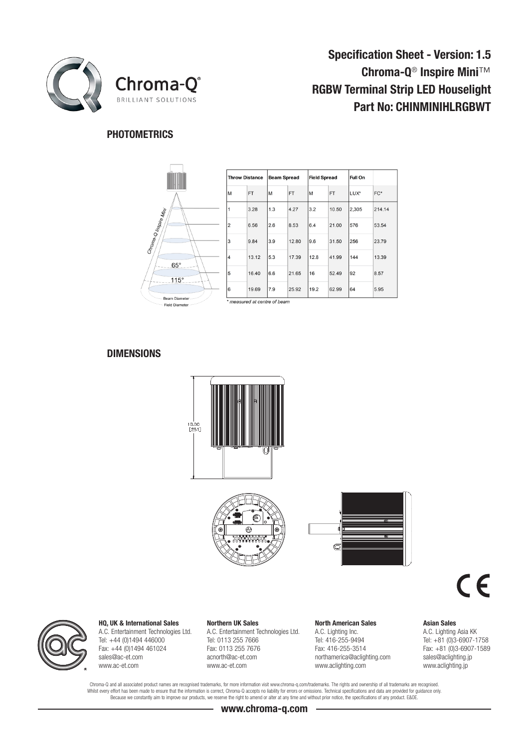# Specification Sheet - Version: 1.5

## Chroma-Q® Inspire Mini™

## RGBW Terminal Strip LED Houselight

## Part No: CHINMINIHLRGBWT

### PHOTOMETRICS

Chroma-Q Inspire Mini

65°

115°

Beam Diameter

Field Diameter

| Throw Distance | | Beam Spread | | Field Spread | | Full On | |
|---|---|---|---|---|---|---|---|
| M | FT | M | FT | M | FT | LUX* | FC* |
| 1 | 3.28 | 1.3 | 4.27 | 3.2 | 10.50 | 2,305 | 214.14 |
| 2 | 6.56 | 2.6 | 8.53 | 6.4 | 21.00 | 576 | 53.54 |
| 3 | 9.84 | 3.9 | 12.80 | 9.6 | 31.50 | 256 | 23.79 |
| 4 | 13.12 | 5.3 | 17.39 | 12.8 | 41.99 | 144 | 13.39 |
| 5 | 16.40 | 6.6 | 21.65 | 16 | 52.49 | 92 | 8.57 |
| 6 | 19.69 | 7.9 | 25.92 | 19.2 | 62.99 | 64 | 5.95 |

\* measured at centre of beam

### DIMENSIONS

10.00
[251]

**HQ, UK & International Sales**
A.C. Entertainment Technologies Ltd.
Tel: +44 (0)1494 446000
Fax: +44 (0)1494 461024
sales@ac-et.com
www.ac-et.com

**Northern UK Sales**
A.C. Entertainment Technologies Ltd.
Tel: 0113 255 7666
Fax: 0113 255 7676
acnorth@ac-et.com
www.ac-et.com

**North American Sales**
A.C. Lighting Inc.
Tel: 416-255-9494
Fax: 416-255-3514
northamerica@aclighting.com
www.aclighting.com

**Asian Sales**
A.C. Lighting Asia KK
Tel: +81 (0)3-6907-1758
Fax: +81 (0)3-6907-1589
sales@aclighting.jp
www.aclighting.jp

Chroma-Q and all associated product names are recognised trademarks, for more information visit www.chroma-q.com/trademarks. The rights and ownership of all trademarks are recognised. Whilst every effort has been made to ensure that the information is correct, Chroma-Q accepts no liability for errors or omissions. Technical specifications and data are provided for guidance only. Because we constantly aim to improve our products, we reserve the right to amend or alter at any time and without prior notice, the specifications of any product. E&OE.

**www.chroma-q.com**